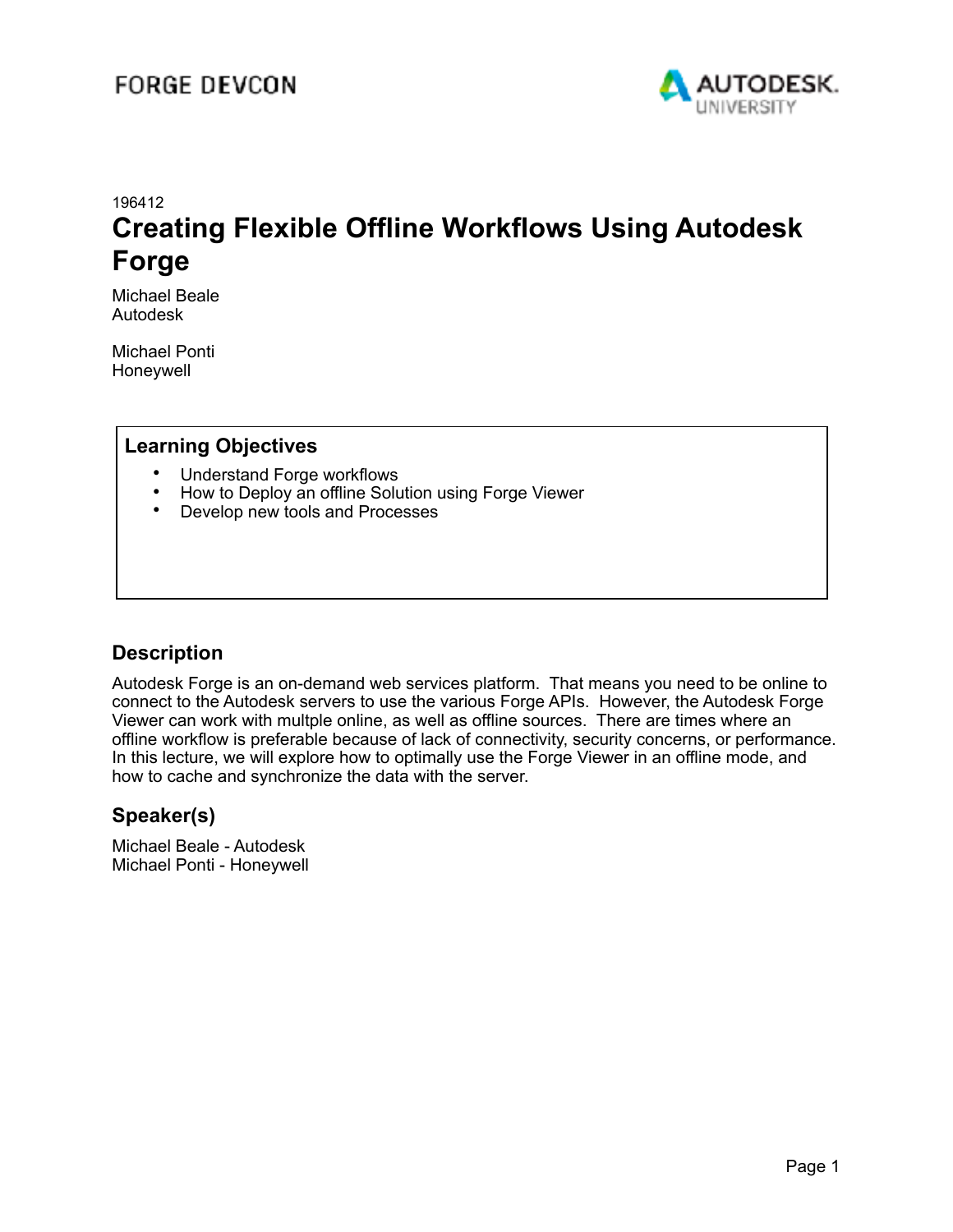FORGE DEVCON

AUTODESK. UNIVERSITY

196412

# Creating Flexible Offline Workflows Using Autodesk Forge

Michael Beale
Autodesk

Michael Ponti
Honeywell

## Learning Objectives

- Understand Forge workflows
- How to Deploy an offline Solution using Forge Viewer
- Develop new tools and Processes

## Description

Autodesk Forge is an on-demand web services platform. That means you need to be online to connect to the Autodesk servers to use the various Forge APIs. However, the Autodesk Forge Viewer can work with multple online, as well as offline sources. There are times where an offline workflow is preferable because of lack of connectivity, security concerns, or performance. In this lecture, we will explore how to optimally use the Forge Viewer in an offline mode, and how to cache and synchronize the data with the server.

## Speaker(s)

Michael Beale - Autodesk
Michael Ponti - Honeywell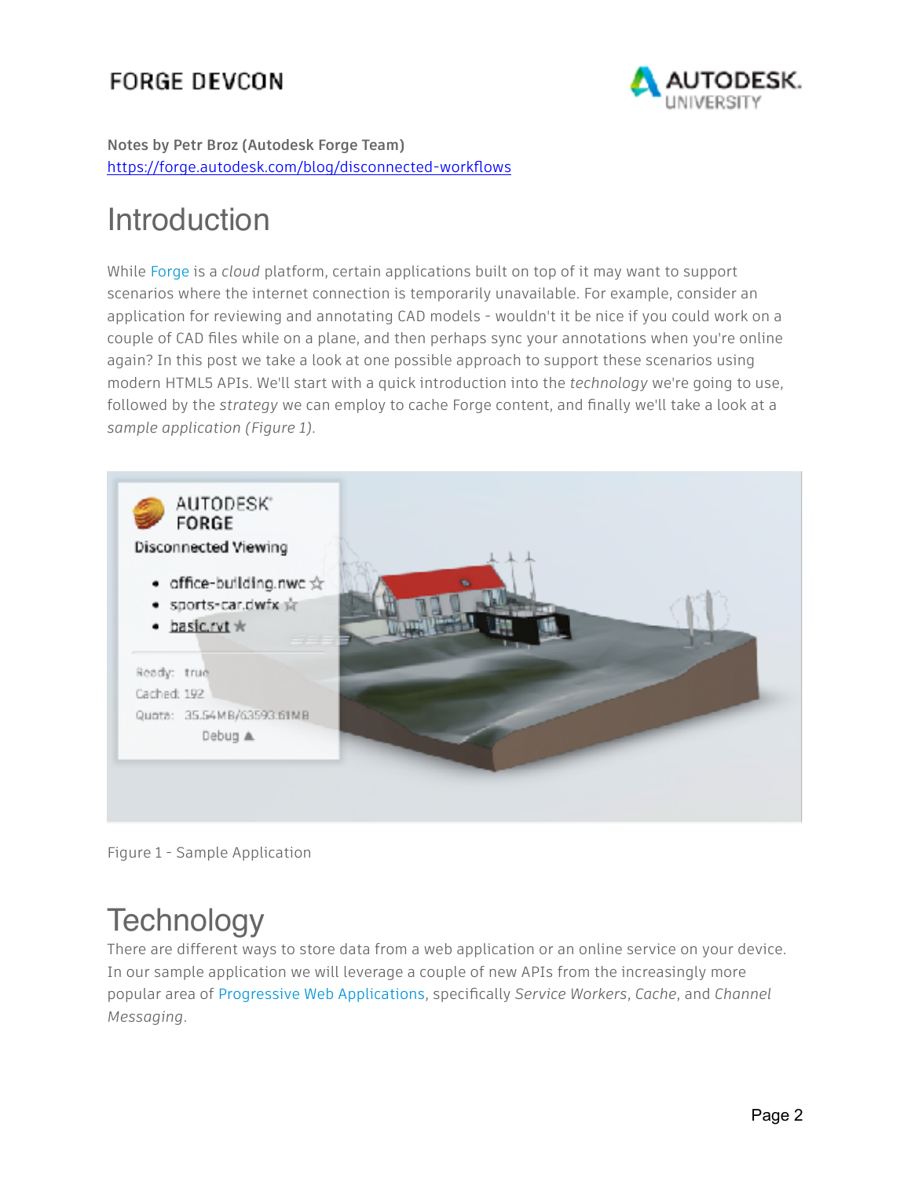Notes by Petr Broz (Autodesk Forge Team)
https://forge.autodesk.com/blog/disconnected-workflows

# Introduction

While Forge is a *cloud* platform, certain applications built on top of it may want to support scenarios where the internet connection is temporarily unavailable. For example, consider an application for reviewing and annotating CAD models - wouldn't it be nice if you could work on a couple of CAD files while on a plane, and then perhaps sync your annotations when you're online again? In this post we take a look at one possible approach to support these scenarios using modern HTML5 APIs. We'll start with a quick introduction into the *technology* we're going to use, followed by the *strategy* we can employ to cache Forge content, and finally we'll take a look at a *sample application (Figure 1).*

Figure 1 - Sample Application

# Technology

There are different ways to store data from a web application or an online service on your device. In our sample application we will leverage a couple of new APIs from the increasingly more popular area of Progressive Web Applications, specifically *Service Workers*, *Cache*, and *Channel Messaging*.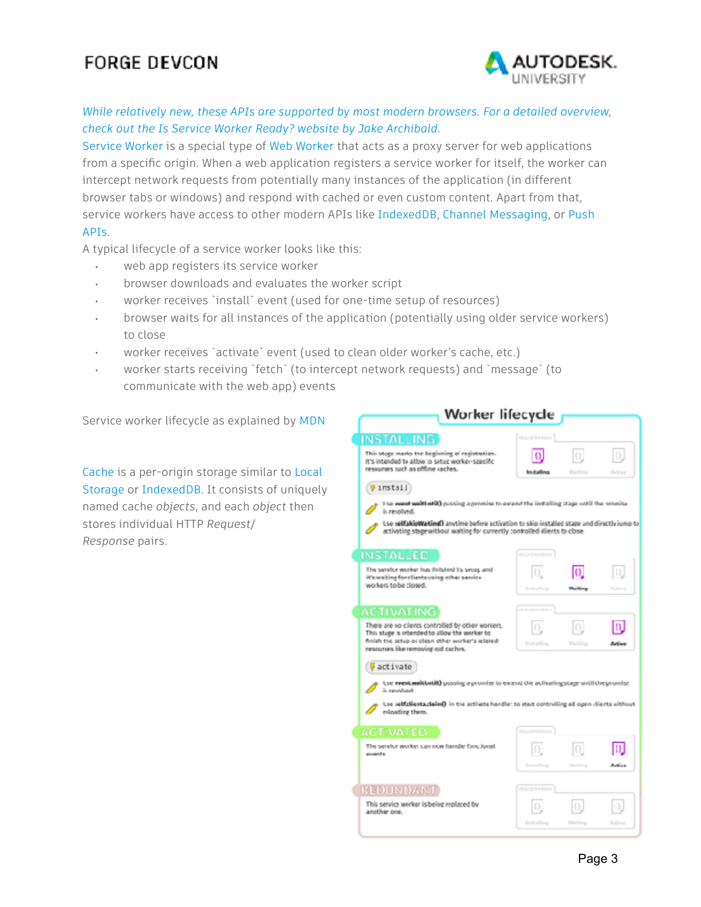*While relatively new, these APIs are supported by most modern browsers. For a detailed overview, check out the Is Service Worker Ready? website by Jake Archibald.*

Service Worker is a special type of Web Worker that acts as a proxy server for web applications from a specific origin. When a web application registers a service worker for itself, the worker can intercept network requests from potentially many instances of the application (in different browser tabs or windows) and respond with cached or even custom content. Apart from that, service workers have access to other modern APIs like IndexedDB, Channel Messaging, or Push APIs.

A typical lifecycle of a service worker looks like this:

- web app registers its service worker
- browser downloads and evaluates the worker script
- worker receives `install` event (used for one-time setup of resources)
- browser waits for all instances of the application (potentially using older service workers) to close
- worker receives `activate` event (used to clean older worker's cache, etc.)
- worker starts receiving `fetch` (to intercept network requests) and `message` (to communicate with the web app) events

Service worker lifecycle as explained by MDN

Cache is a per-origin storage similar to Local Storage or IndexedDB. It consists of uniquely named cache *objects*, and each *object* then stores individual HTTP *Request/Response* pairs.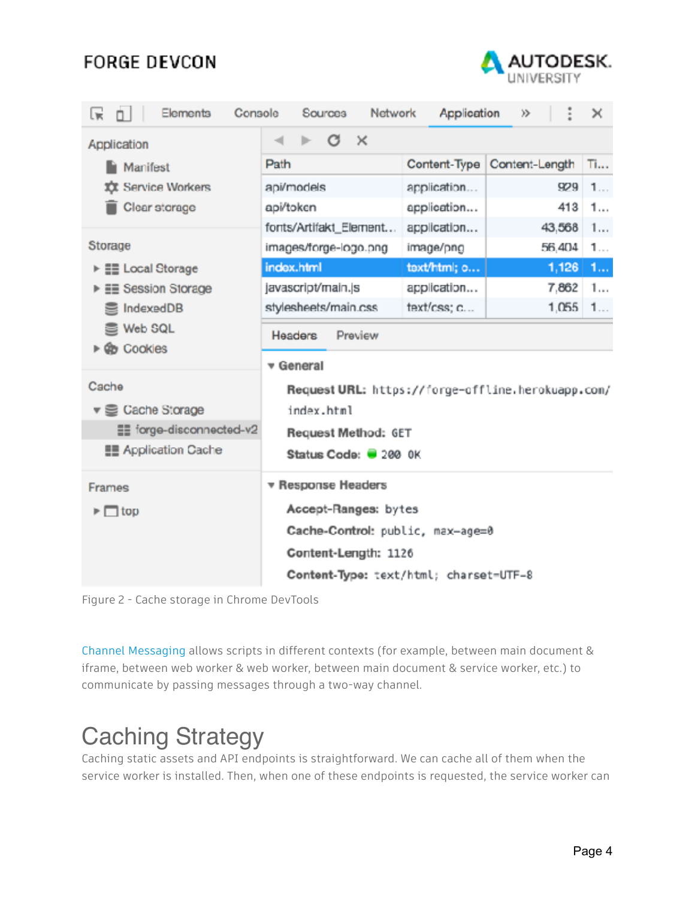Figure 2 - Cache storage in Chrome DevTools

Channel Messaging allows scripts in different contexts (for example, between main document & iframe, between web worker & web worker, between main document & service worker, etc.) to communicate by passing messages through a two-way channel.

# Caching Strategy

Caching static assets and API endpoints is straightforward. We can cache all of them when the service worker is installed. Then, when one of these endpoints is requested, the service worker can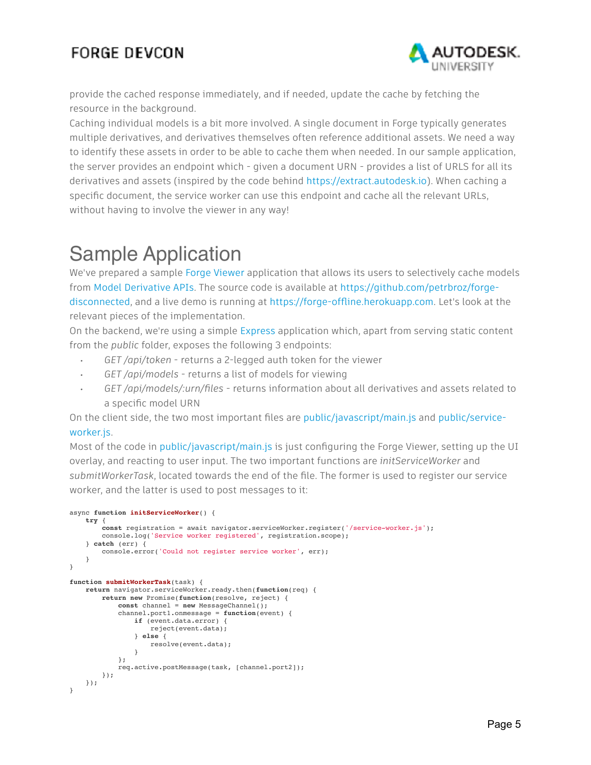provide the cached response immediately, and if needed, update the cache by fetching the resource in the background.

Caching individual models is a bit more involved. A single document in Forge typically generates multiple derivatives, and derivatives themselves often reference additional assets. We need a way to identify these assets in order to be able to cache them when needed. In our sample application, the server provides an endpoint which - given a document URN - provides a list of URLS for all its derivatives and assets (inspired by the code behind https://extract.autodesk.io). When caching a specific document, the service worker can use this endpoint and cache all the relevant URLs, without having to involve the viewer in any way!

# Sample Application

We've prepared a sample Forge Viewer application that allows its users to selectively cache models from Model Derivative APIs. The source code is available at https://github.com/petrbroz/forge-disconnected, and a live demo is running at https://forge-offline.herokuapp.com. Let's look at the relevant pieces of the implementation.

On the backend, we're using a simple Express application which, apart from serving static content from the *public* folder, exposes the following 3 endpoints:

- *GET /api/token* - returns a 2-legged auth token for the viewer
- *GET /api/models* - returns a list of models for viewing
- *GET /api/models/:urn/files* - returns information about all derivatives and assets related to a specific model URN

On the client side, the two most important files are public/javascript/main.js and public/service-worker.js.

Most of the code in public/javascript/main.js is just configuring the Forge Viewer, setting up the UI overlay, and reacting to user input. The two important functions are *initServiceWorker* and *submitWorkerTask*, located towards the end of the file. The former is used to register our service worker, and the latter is used to post messages to it:

```
async function initServiceWorker() {
    try {
        const registration = await navigator.serviceWorker.register('/service-worker.js');
        console.log('Service worker registered', registration.scope);
    } catch (err) {
        console.error('Could not register service worker', err);
    }
}

function submitWorkerTask(task) {
    return navigator.serviceWorker.ready.then(function(req) {
        return new Promise(function(resolve, reject) {
            const channel = new MessageChannel();
            channel.port1.onmessage = function(event) {
                if (event.data.error) {
                    reject(event.data);
                } else {
                    resolve(event.data);
                }
            };
            req.active.postMessage(task, [channel.port2]);
        });
    });
}
```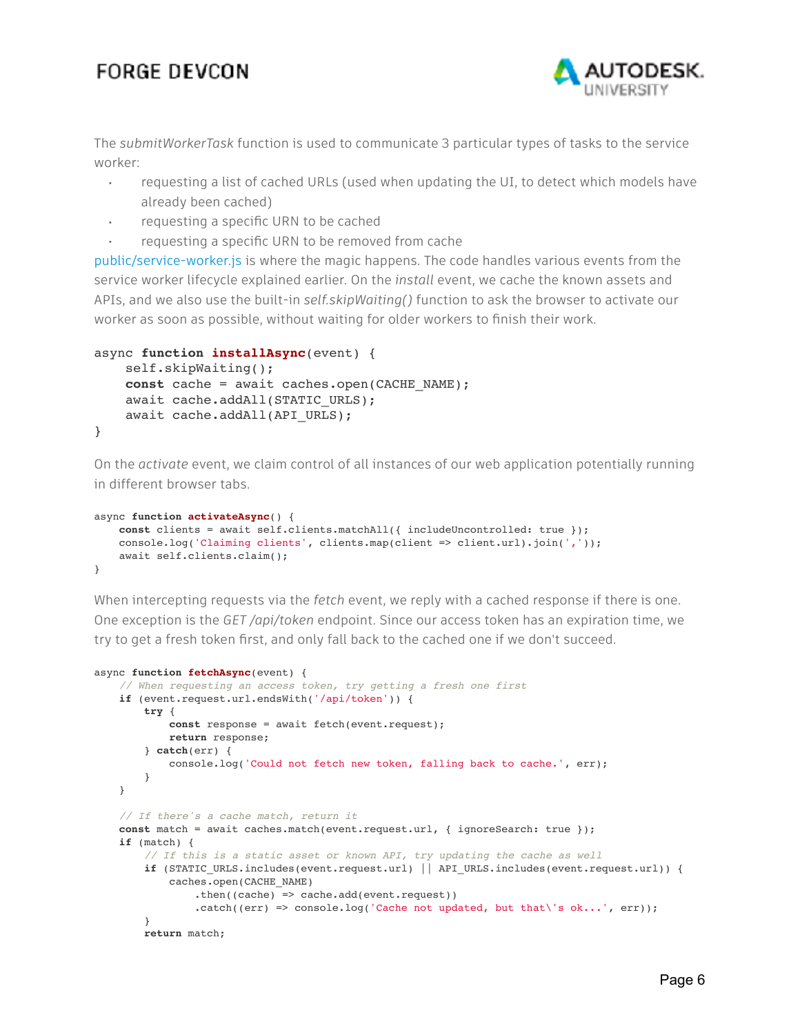The *submitWorkerTask* function is used to communicate 3 particular types of tasks to the service worker:

- requesting a list of cached URLs (used when updating the UI, to detect which models have already been cached)
- requesting a specific URN to be cached
- requesting a specific URN to be removed from cache

public/service-worker.js is where the magic happens. The code handles various events from the service worker lifecycle explained earlier. On the *install* event, we cache the known assets and APIs, and we also use the built-in *self.skipWaiting()* function to ask the browser to activate our worker as soon as possible, without waiting for older workers to finish their work.

```
async function installAsync(event) {
    self.skipWaiting();
    const cache = await caches.open(CACHE_NAME);
    await cache.addAll(STATIC_URLS);
    await cache.addAll(API_URLS);
}
```

On the *activate* event, we claim control of all instances of our web application potentially running in different browser tabs.

```
async function activateAsync() {
    const clients = await self.clients.matchAll({ includeUncontrolled: true });
    console.log('Claiming clients', clients.map(client => client.url).join(','));
    await self.clients.claim();
}
```

When intercepting requests via the *fetch* event, we reply with a cached response if there is one. One exception is the *GET /api/token* endpoint. Since our access token has an expiration time, we try to get a fresh token first, and only fall back to the cached one if we don't succeed.

```
async function fetchAsync(event) {
    // When requesting an access token, try getting a fresh one first
    if (event.request.url.endsWith('/api/token')) {
        try {
            const response = await fetch(event.request);
            return response;
        } catch(err) {
            console.log('Could not fetch new token, falling back to cache.', err);
        }
    }

    // If there's a cache match, return it
    const match = await caches.match(event.request.url, { ignoreSearch: true });
    if (match) {
        // If this is a static asset or known API, try updating the cache as well
        if (STATIC_URLS.includes(event.request.url) || API_URLS.includes(event.request.url)) {
            caches.open(CACHE_NAME)
                .then((cache) => cache.add(event.request))
                .catch((err) => console.log('Cache not updated, but that\'s ok...', err));
        }
        return match;
```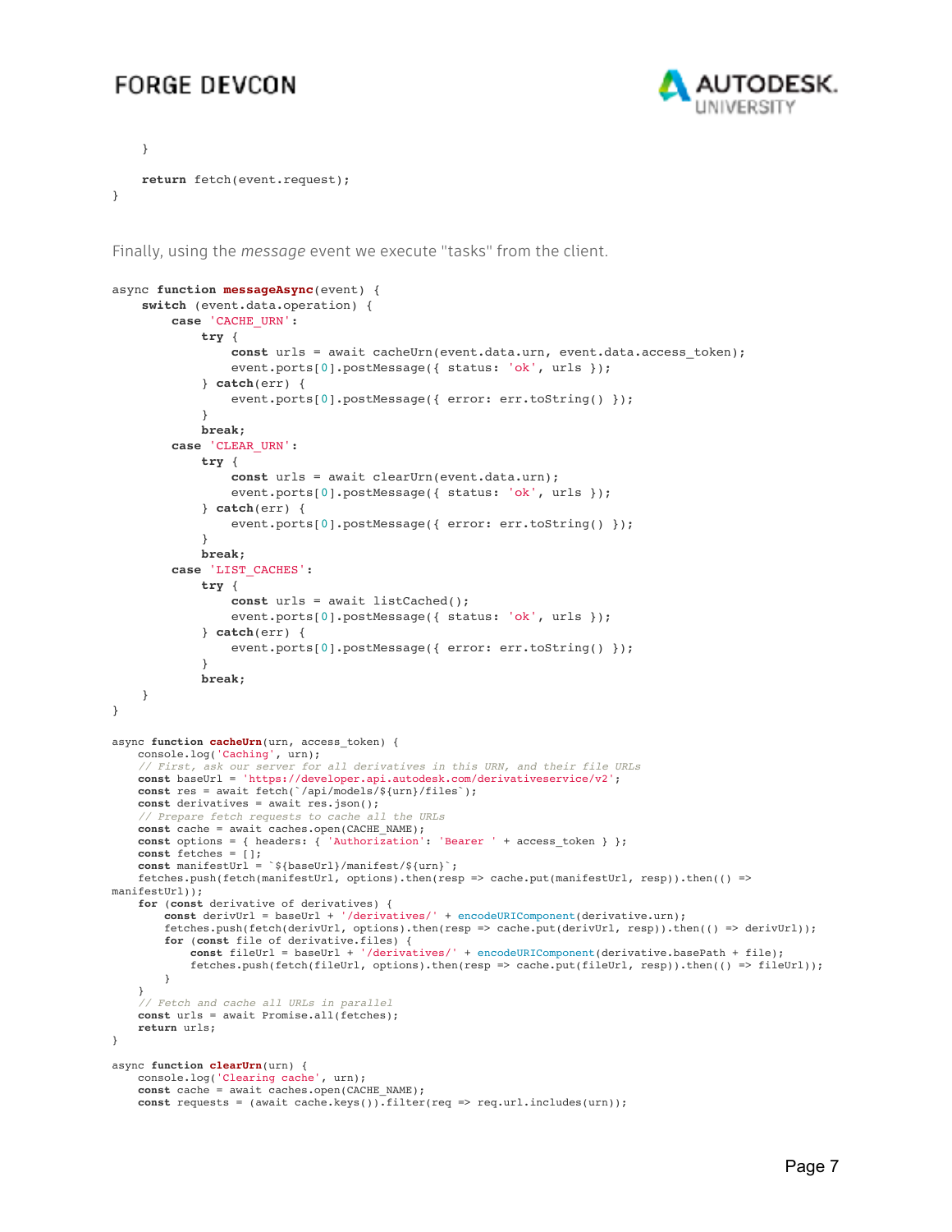```
    }

    return fetch(event.request);
}
```

Finally, using the *message* event we execute "tasks" from the client.

```
async function messageAsync(event) {
    switch (event.data.operation) {
        case 'CACHE_URN':
            try {
                const urls = await cacheUrn(event.data.urn, event.data.access_token);
                event.ports[0].postMessage({ status: 'ok', urls });
            } catch(err) {
                event.ports[0].postMessage({ error: err.toString() });
            }
            break;
        case 'CLEAR_URN':
            try {
                const urls = await clearUrn(event.data.urn);
                event.ports[0].postMessage({ status: 'ok', urls });
            } catch(err) {
                event.ports[0].postMessage({ error: err.toString() });
            }
            break;
        case 'LIST_CACHES':
            try {
                const urls = await listCached();
                event.ports[0].postMessage({ status: 'ok', urls });
            } catch(err) {
                event.ports[0].postMessage({ error: err.toString() });
            }
            break;
    }
}

async function cacheUrn(urn, access_token) {
    console.log('Caching', urn);
    // First, ask our server for all derivatives in this URN, and their file URLs
    const baseUrl = 'https://developer.api.autodesk.com/derivativeservice/v2';
    const res = await fetch(`/api/models/${urn}/files`);
    const derivatives = await res.json();
    // Prepare fetch requests to cache all the URLs
    const cache = await caches.open(CACHE_NAME);
    const options = { headers: { 'Authorization': 'Bearer ' + access_token } };
    const fetches = [];
    const manifestUrl = `${baseUrl}/manifest/${urn}`;
    fetches.push(fetch(manifestUrl, options).then(resp => cache.put(manifestUrl, resp)).then(() =>
manifestUrl));
    for (const derivative of derivatives) {
        const derivUrl = baseUrl + '/derivatives/' + encodeURIComponent(derivative.urn);
        fetches.push(fetch(derivUrl, options).then(resp => cache.put(derivUrl, resp)).then(() => derivUrl));
        for (const file of derivative.files) {
            const fileUrl = baseUrl + '/derivatives/' + encodeURIComponent(derivative.basePath + file);
            fetches.push(fetch(fileUrl, options).then(resp => cache.put(fileUrl, resp)).then(() => fileUrl));
        }
    }
    // Fetch and cache all URLs in parallel
    const urls = await Promise.all(fetches);
    return urls;
}

async function clearUrn(urn) {
    console.log('Clearing cache', urn);
    const cache = await caches.open(CACHE_NAME);
    const requests = (await cache.keys()).filter(req => req.url.includes(urn));
```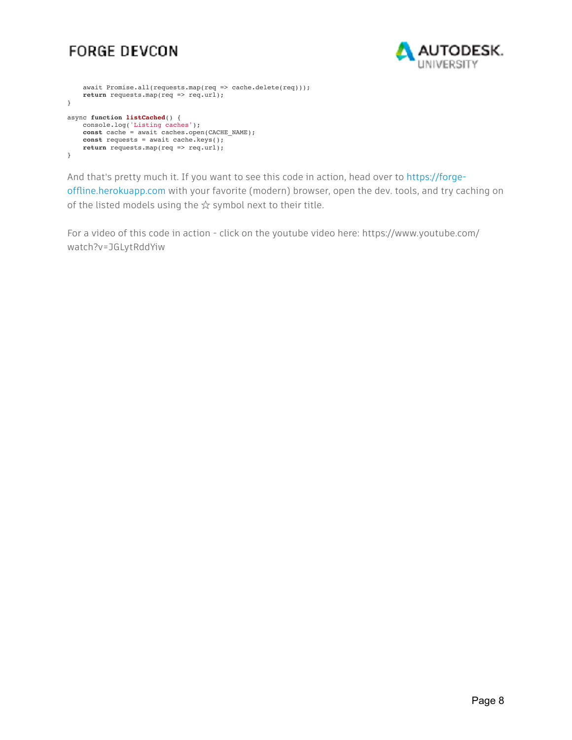```
    await Promise.all(requests.map(req => cache.delete(req)));
    return requests.map(req => req.url);
}

async function listCached() {
    console.log('Listing caches');
    const cache = await caches.open(CACHE_NAME);
    const requests = await cache.keys();
    return requests.map(req => req.url);
}
```

And that's pretty much it. If you want to see this code in action, head over to https://forge-offline.herokuapp.com with your favorite (modern) browser, open the dev. tools, and try caching on of the listed models using the ☆ symbol next to their title.

For a video of this code in action - click on the youtube video here: https://www.youtube.com/watch?v=JGLytRddYiw